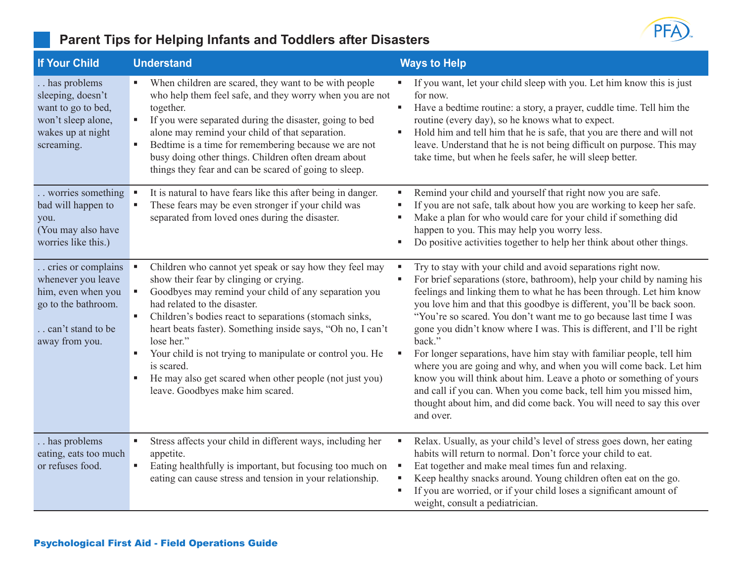# Parent Tips for Helping Infants and Toddlers after Disasters

| If Your Child | Understand | Ways to Help |
|---|---|---|
| . . has problems sleeping, doesn't want to go to bed, won't sleep alone, wakes up at night screaming. | ▪ When children are scared, they want to be with people who help them feel safe, and they worry when you are not together.<br>▪ If you were separated during the disaster, going to bed alone may remind your child of that separation.<br>▪ Bedtime is a time for remembering because we are not busy doing other things. Children often dream about things they fear and can be scared of going to sleep. | ▪ If you want, let your child sleep with you. Let him know this is just for now.<br>▪ Have a bedtime routine: a story, a prayer, cuddle time. Tell him the routine (every day), so he knows what to expect.<br>▪ Hold him and tell him that he is safe, that you are there and will not leave. Understand that he is not being difficult on purpose. This may take time, but when he feels safer, he will sleep better. |
| . . worries something bad will happen to you.<br>(You may also have worries like this.) | ▪ It is natural to have fears like this after being in danger.<br>▪ These fears may be even stronger if your child was separated from loved ones during the disaster. | ▪ Remind your child and yourself that right now you are safe.<br>▪ If you are not safe, talk about how you are working to keep her safe.<br>▪ Make a plan for who would care for your child if something did happen to you. This may help you worry less.<br>▪ Do positive activities together to help her think about other things. |
| . . cries or complains whenever you leave him, even when you go to the bathroom.<br><br>. . can't stand to be away from you. | ▪ Children who cannot yet speak or say how they feel may show their fear by clinging or crying.<br>▪ Goodbyes may remind your child of any separation you had related to the disaster.<br>▪ Children's bodies react to separations (stomach sinks, heart beats faster). Something inside says, "Oh no, I can't lose her."<br>▪ Your child is not trying to manipulate or control you. He is scared.<br>▪ He may also get scared when other people (not just you) leave. Goodbyes make him scared. | ▪ Try to stay with your child and avoid separations right now.<br>▪ For brief separations (store, bathroom), help your child by naming his feelings and linking them to what he has been through. Let him know you love him and that this goodbye is different, you'll be back soon. "You're so scared. You don't want me to go because last time I was gone you didn't know where I was. This is different, and I'll be right back."<br>▪ For longer separations, have him stay with familiar people, tell him where you are going and why, and when you will come back. Let him know you will think about him. Leave a photo or something of yours and call if you can. When you come back, tell him you missed him, thought about him, and did come back. You will need to say this over and over. |
| . . has problems eating, eats too much or refuses food. | ▪ Stress affects your child in different ways, including her appetite.<br>▪ Eating healthfully is important, but focusing too much on eating can cause stress and tension in your relationship. | ▪ Relax. Usually, as your child's level of stress goes down, her eating habits will return to normal. Don't force your child to eat.<br>▪ Eat together and make meal times fun and relaxing.<br>▪ Keep healthy snacks around. Young children often eat on the go.<br>▪ If you are worried, or if your child loses a significant amount of weight, consult a pediatrician. |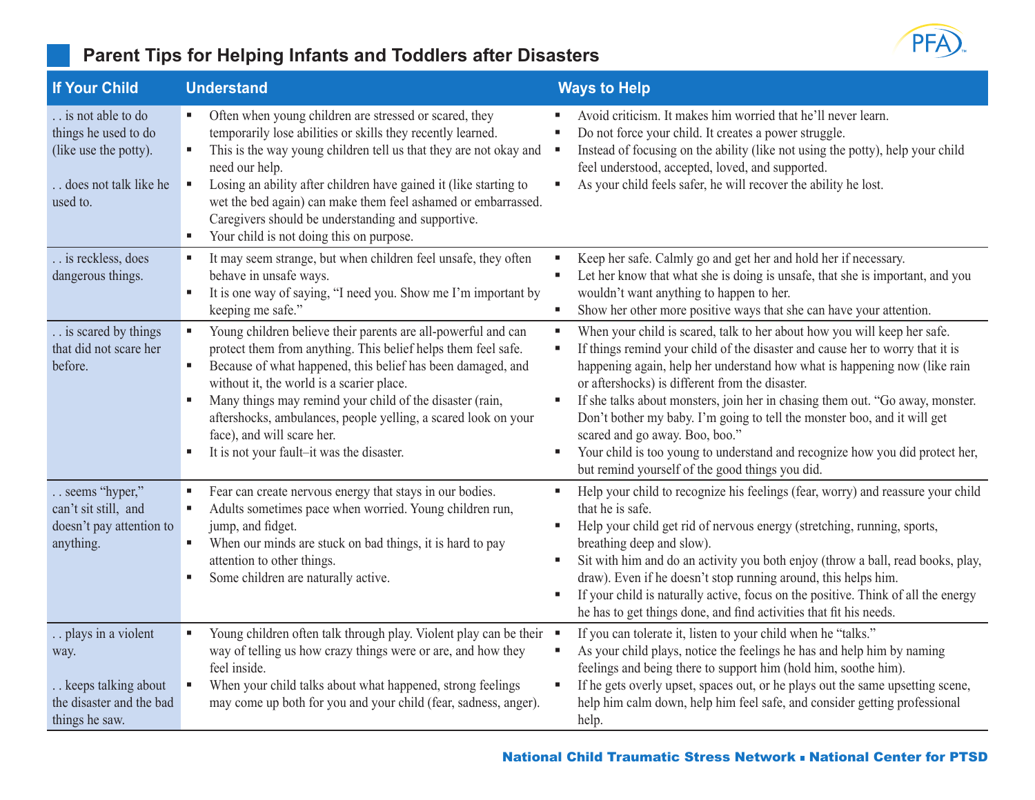## Parent Tips for Helping Infants and Toddlers after Disasters

| If Your Child | Understand | Ways to Help |
|---|---|---|
| . . is not able to do things he used to do (like use the potty).<br><br>. . does not talk like he used to. | ▪ Often when young children are stressed or scared, they temporarily lose abilities or skills they recently learned.<br>▪ This is the way young children tell us that they are not okay and need our help.<br>▪ Losing an ability after children have gained it (like starting to wet the bed again) can make them feel ashamed or embarrassed. Caregivers should be understanding and supportive.<br>▪ Your child is not doing this on purpose. | ▪ Avoid criticism. It makes him worried that he'll never learn.<br>▪ Do not force your child. It creates a power struggle.<br>▪ Instead of focusing on the ability (like not using the potty), help your child feel understood, accepted, loved, and supported.<br>▪ As your child feels safer, he will recover the ability he lost. |
| . . is reckless, does dangerous things. | ▪ It may seem strange, but when children feel unsafe, they often behave in unsafe ways.<br>▪ It is one way of saying, "I need you. Show me I'm important by keeping me safe." | ▪ Keep her safe. Calmly go and get her and hold her if necessary.<br>▪ Let her know that what she is doing is unsafe, that she is important, and you wouldn't want anything to happen to her.<br>▪ Show her other more positive ways that she can have your attention. |
| . . is scared by things that did not scare her before. | ▪ Young children believe their parents are all-powerful and can protect them from anything. This belief helps them feel safe.<br>▪ Because of what happened, this belief has been damaged, and without it, the world is a scarier place.<br>▪ Many things may remind your child of the disaster (rain, aftershocks, ambulances, people yelling, a scared look on your face), and will scare her.<br>▪ It is not your fault–it was the disaster. | ▪ When your child is scared, talk to her about how you will keep her safe.<br>▪ If things remind your child of the disaster and cause her to worry that it is happening again, help her understand how what is happening now (like rain or aftershocks) is different from the disaster.<br>▪ If she talks about monsters, join her in chasing them out. "Go away, monster. Don't bother my baby. I'm going to tell the monster boo, and it will get scared and go away. Boo, boo."<br>▪ Your child is too young to understand and recognize how you did protect her, but remind yourself of the good things you did. |
| . . seems "hyper," can't sit still, and doesn't pay attention to anything. | ▪ Fear can create nervous energy that stays in our bodies.<br>▪ Adults sometimes pace when worried. Young children run, jump, and fidget.<br>▪ When our minds are stuck on bad things, it is hard to pay attention to other things.<br>▪ Some children are naturally active. | ▪ Help your child to recognize his feelings (fear, worry) and reassure your child that he is safe.<br>▪ Help your child get rid of nervous energy (stretching, running, sports, breathing deep and slow).<br>▪ Sit with him and do an activity you both enjoy (throw a ball, read books, play, draw). Even if he doesn't stop running around, this helps him.<br>▪ If your child is naturally active, focus on the positive. Think of all the energy he has to get things done, and find activities that fit his needs. |
| . . plays in a violent way.<br><br>. . keeps talking about the disaster and the bad things he saw. | ▪ Young children often talk through play. Violent play can be their way of telling us how crazy things were or are, and how they feel inside.<br>▪ When your child talks about what happened, strong feelings may come up both for you and your child (fear, sadness, anger). | ▪ If you can tolerate it, listen to your child when he "talks."<br>▪ As your child plays, notice the feelings he has and help him by naming feelings and being there to support him (hold him, soothe him).<br>▪ If he gets overly upset, spaces out, or he plays out the same upsetting scene, help him calm down, help him feel safe, and consider getting professional help. |

**National Child Traumatic Stress Network ▪ National Center for PTSD**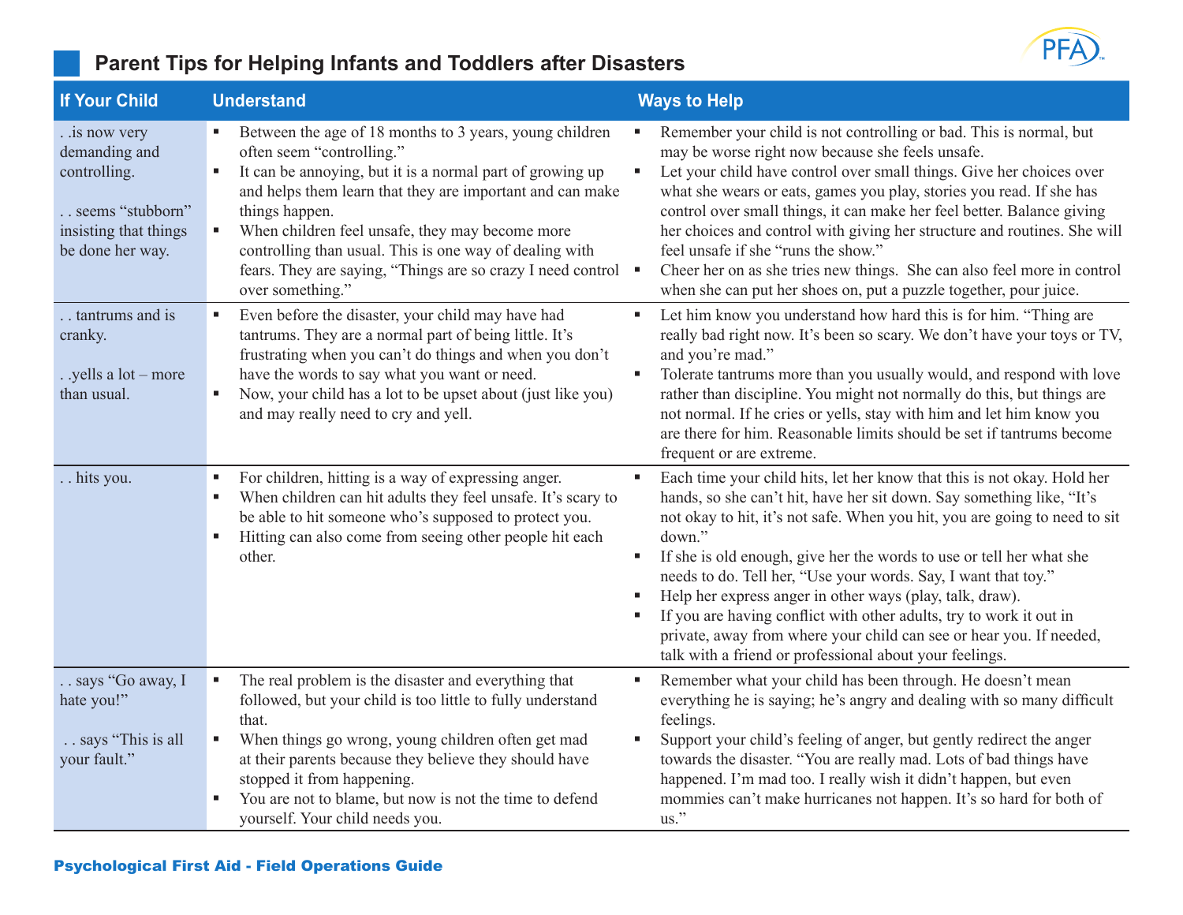## Parent Tips for Helping Infants and Toddlers after Disasters

| If Your Child | Understand | Ways to Help |
| --- | --- | --- |
| . .is now very demanding and controlling.<br><br>. . seems "stubborn" insisting that things be done her way. | ▪ Between the age of 18 months to 3 years, young children often seem "controlling."<br>▪ It can be annoying, but it is a normal part of growing up and helps them learn that they are important and can make things happen.<br>▪ When children feel unsafe, they may become more controlling than usual. This is one way of dealing with fears. They are saying, "Things are so crazy I need control over something." | ▪ Remember your child is not controlling or bad. This is normal, but may be worse right now because she feels unsafe.<br>▪ Let your child have control over small things. Give her choices over what she wears or eats, games you play, stories you read. If she has control over small things, it can make her feel better. Balance giving her choices and control with giving her structure and routines. She will feel unsafe if she "runs the show."<br>▪ Cheer her on as she tries new things. She can also feel more in control when she can put her shoes on, put a puzzle together, pour juice. |
| . . tantrums and is cranky.<br><br>. .yells a lot – more than usual. | ▪ Even before the disaster, your child may have had tantrums. They are a normal part of being little. It's frustrating when you can't do things and when you don't have the words to say what you want or need.<br>▪ Now, your child has a lot to be upset about (just like you) and may really need to cry and yell. | ▪ Let him know you understand how hard this is for him. "Thing are really bad right now. It's been so scary. We don't have your toys or TV, and you're mad."<br>▪ Tolerate tantrums more than you usually would, and respond with love rather than discipline. You might not normally do this, but things are not normal. If he cries or yells, stay with him and let him know you are there for him. Reasonable limits should be set if tantrums become frequent or are extreme. |
| . . hits you. | ▪ For children, hitting is a way of expressing anger.<br>▪ When children can hit adults they feel unsafe. It's scary to be able to hit someone who's supposed to protect you.<br>▪ Hitting can also come from seeing other people hit each other. | ▪ Each time your child hits, let her know that this is not okay. Hold her hands, so she can't hit, have her sit down. Say something like, "It's not okay to hit, it's not safe. When you hit, you are going to need to sit down."<br>▪ If she is old enough, give her the words to use or tell her what she needs to do. Tell her, "Use your words. Say, I want that toy."<br>▪ Help her express anger in other ways (play, talk, draw).<br>▪ If you are having conflict with other adults, try to work it out in private, away from where your child can see or hear you. If needed, talk with a friend or professional about your feelings. |
| . . says "Go away, I hate you!"<br><br>. . says "This is all your fault." | ▪ The real problem is the disaster and everything that followed, but your child is too little to fully understand that.<br>▪ When things go wrong, young children often get mad at their parents because they believe they should have stopped it from happening.<br>▪ You are not to blame, but now is not the time to defend yourself. Your child needs you. | ▪ Remember what your child has been through. He doesn't mean everything he is saying; he's angry and dealing with so many difficult feelings.<br>▪ Support your child's feeling of anger, but gently redirect the anger towards the disaster. "You are really mad. Lots of bad things have happened. I'm mad too. I really wish it didn't happen, but even mommies can't make hurricanes not happen. It's so hard for both of us." |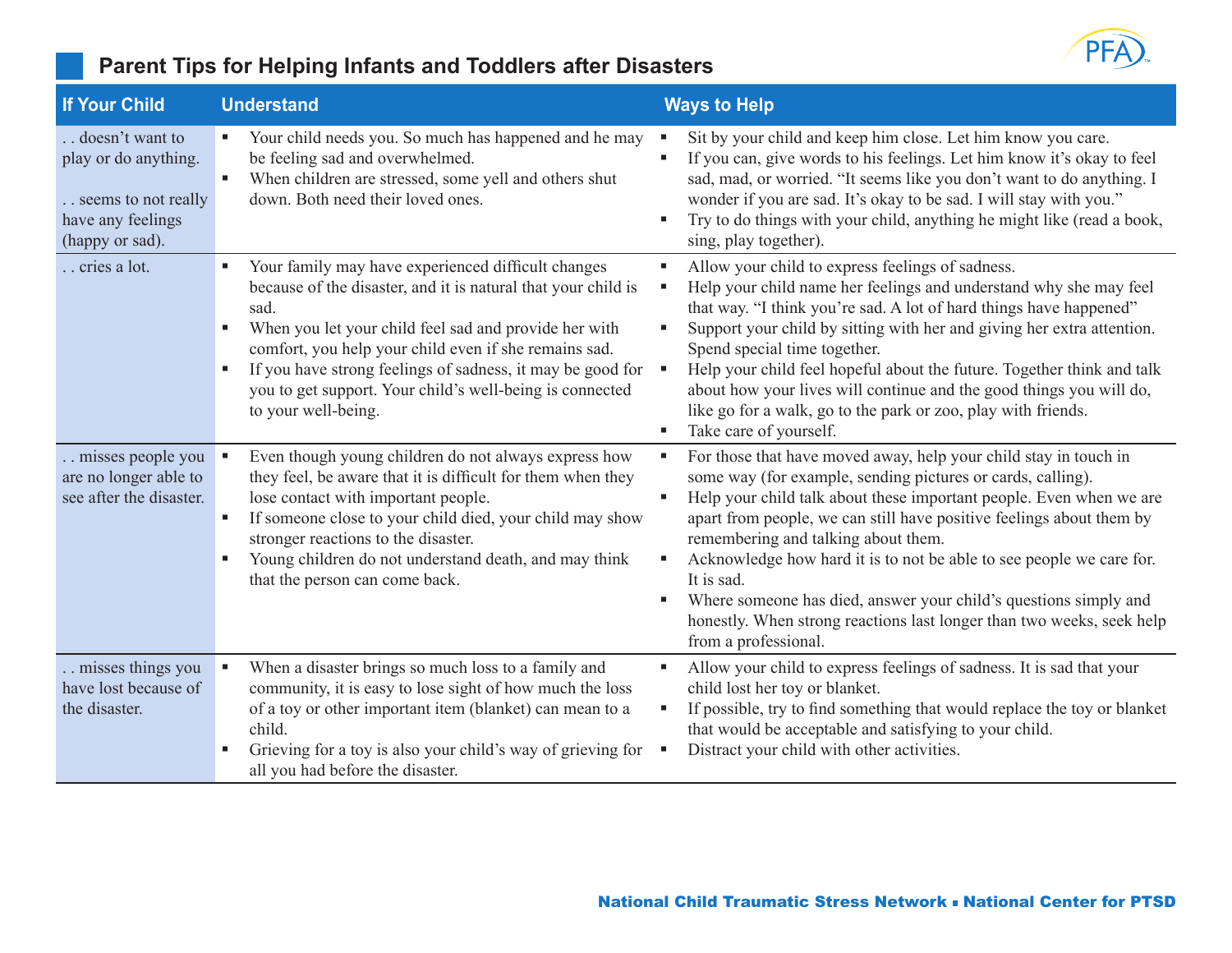## Parent Tips for Helping Infants and Toddlers after Disasters

| If Your Child | Understand | Ways to Help |
|---|---|---|
| . . doesn't want to play or do anything.<br><br>. . seems to not really have any feelings (happy or sad). | ▪ Your child needs you. So much has happened and he may be feeling sad and overwhelmed.<br>▪ When children are stressed, some yell and others shut down. Both need their loved ones. | ▪ Sit by your child and keep him close. Let him know you care.<br>▪ If you can, give words to his feelings. Let him know it's okay to feel sad, mad, or worried. "It seems like you don't want to do anything. I wonder if you are sad. It's okay to be sad. I will stay with you."<br>▪ Try to do things with your child, anything he might like (read a book, sing, play together). |
| . . cries a lot. | ▪ Your family may have experienced difficult changes because of the disaster, and it is natural that your child is sad.<br>▪ When you let your child feel sad and provide her with comfort, you help your child even if she remains sad.<br>▪ If you have strong feelings of sadness, it may be good for you to get support. Your child's well-being is connected to your well-being. | ▪ Allow your child to express feelings of sadness.<br>▪ Help your child name her feelings and understand why she may feel that way. "I think you're sad. A lot of hard things have happened"<br>▪ Support your child by sitting with her and giving her extra attention. Spend special time together.<br>▪ Help your child feel hopeful about the future. Together think and talk about how your lives will continue and the good things you will do, like go for a walk, go to the park or zoo, play with friends.<br>▪ Take care of yourself. |
| . . misses people you are no longer able to see after the disaster. | ▪ Even though young children do not always express how they feel, be aware that it is difficult for them when they lose contact with important people.<br>▪ If someone close to your child died, your child may show stronger reactions to the disaster.<br>▪ Young children do not understand death, and may think that the person can come back. | ▪ For those that have moved away, help your child stay in touch in some way (for example, sending pictures or cards, calling).<br>▪ Help your child talk about these important people. Even when we are apart from people, we can still have positive feelings about them by remembering and talking about them.<br>▪ Acknowledge how hard it is to not be able to see people we care for. It is sad.<br>▪ Where someone has died, answer your child's questions simply and honestly. When strong reactions last longer than two weeks, seek help from a professional. |
| . . misses things you have lost because of the disaster. | ▪ When a disaster brings so much loss to a family and community, it is easy to lose sight of how much the loss of a toy or other important item (blanket) can mean to a child.<br>▪ Grieving for a toy is also your child's way of grieving for all you had before the disaster. | ▪ Allow your child to express feelings of sadness. It is sad that your child lost her toy or blanket.<br>▪ If possible, try to find something that would replace the toy or blanket that would be acceptable and satisfying to your child.<br>▪ Distract your child with other activities. |